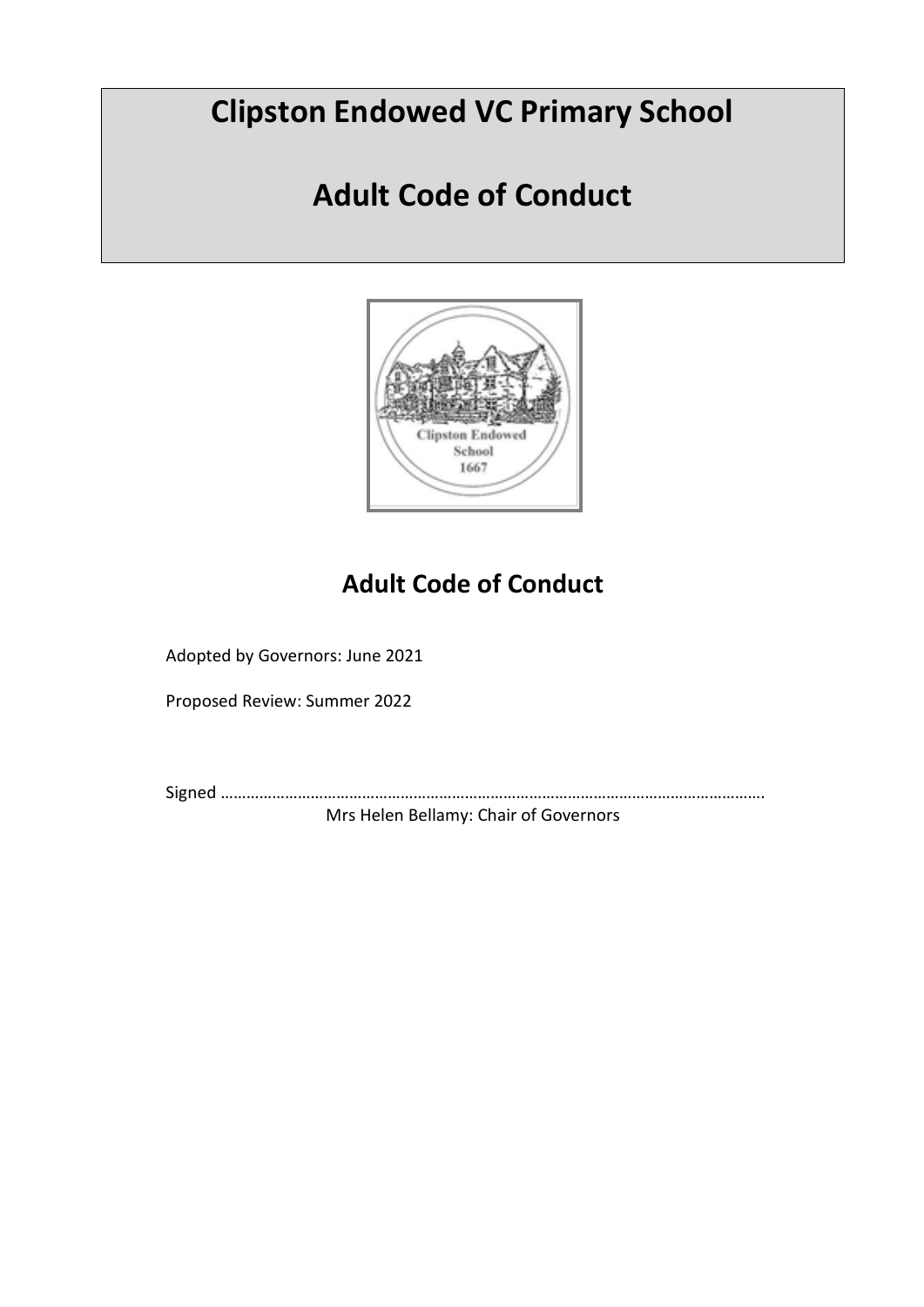# Clipston Endowed VC Primary School

# Adult Code of Conduct

## Adult Code of Conduct

Adopted by Governors: June 2021

Proposed Review: Summer 2022

Signed ……………………………………………………………………………………………………………….

Mrs Helen Bellamy: Chair of Governors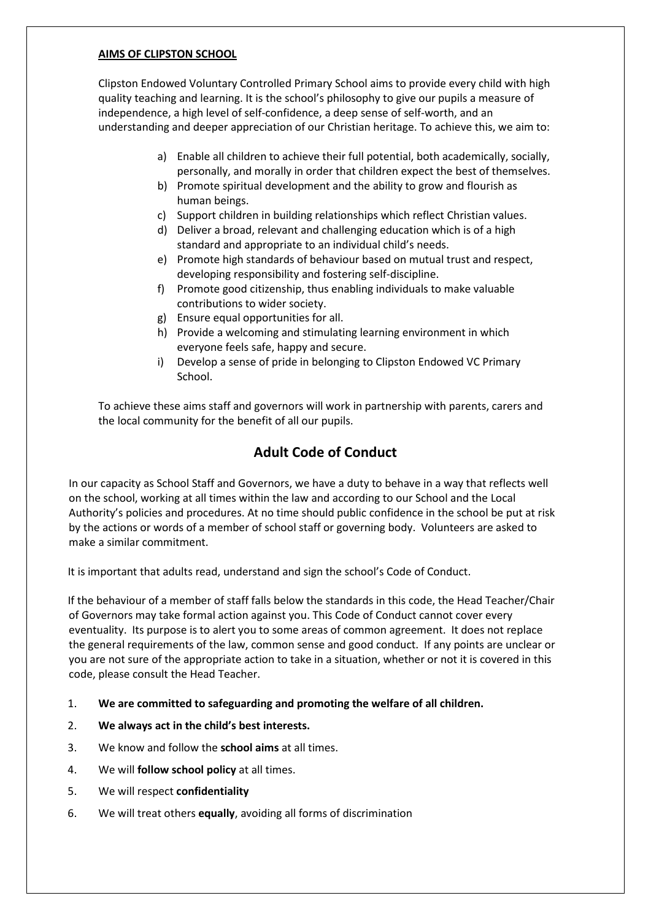**AIMS OF CLIPSTON SCHOOL**

Clipston Endowed Voluntary Controlled Primary School aims to provide every child with high quality teaching and learning. It is the school's philosophy to give our pupils a measure of independence, a high level of self-confidence, a deep sense of self-worth, and an understanding and deeper appreciation of our Christian heritage. To achieve this, we aim to:

a) Enable all children to achieve their full potential, both academically, socially, personally, and morally in order that children expect the best of themselves.
b) Promote spiritual development and the ability to grow and flourish as human beings.
c) Support children in building relationships which reflect Christian values.
d) Deliver a broad, relevant and challenging education which is of a high standard and appropriate to an individual child's needs.
e) Promote high standards of behaviour based on mutual trust and respect, developing responsibility and fostering self-discipline.
f) Promote good citizenship, thus enabling individuals to make valuable contributions to wider society.
g) Ensure equal opportunities for all.
h) Provide a welcoming and stimulating learning environment in which everyone feels safe, happy and secure.
i) Develop a sense of pride in belonging to Clipston Endowed VC Primary School.

To achieve these aims staff and governors will work in partnership with parents, carers and the local community for the benefit of all our pupils.

## Adult Code of Conduct

In our capacity as School Staff and Governors, we have a duty to behave in a way that reflects well on the school, working at all times within the law and according to our School and the Local Authority's policies and procedures. At no time should public confidence in the school be put at risk by the actions or words of a member of school staff or governing body. Volunteers are asked to make a similar commitment.

It is important that adults read, understand and sign the school's Code of Conduct.

If the behaviour of a member of staff falls below the standards in this code, the Head Teacher/Chair of Governors may take formal action against you. This Code of Conduct cannot cover every eventuality. Its purpose is to alert you to some areas of common agreement. It does not replace the general requirements of the law, common sense and good conduct. If any points are unclear or you are not sure of the appropriate action to take in a situation, whether or not it is covered in this code, please consult the Head Teacher.

1. **We are committed to safeguarding and promoting the welfare of all children.**
2. **We always act in the child's best interests.**
3. We know and follow the **school aims** at all times.
4. We will **follow school policy** at all times.
5. We will respect **confidentiality**
6. We will treat others **equally**, avoiding all forms of discrimination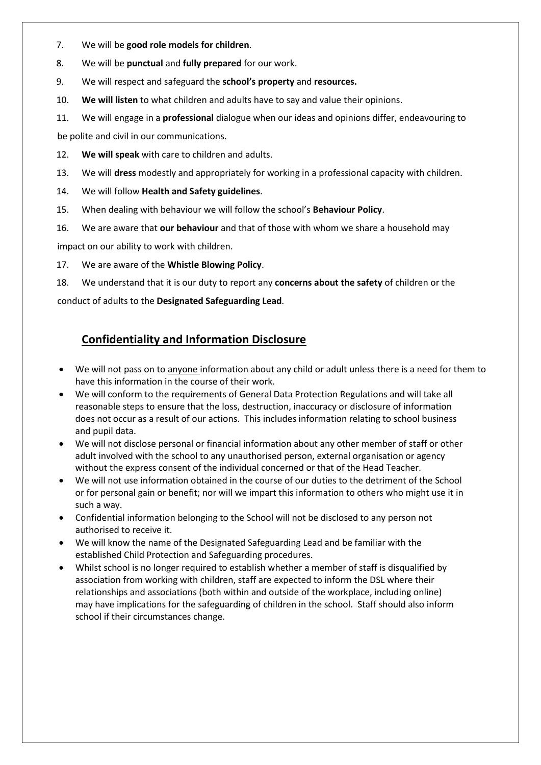7. We will be **good role models for children**.
8. We will be **punctual** and **fully prepared** for our work.
9. We will respect and safeguard the **school's property** and **resources.**
10. **We will listen** to what children and adults have to say and value their opinions.
11. We will engage in a **professional** dialogue when our ideas and opinions differ, endeavouring to be polite and civil in our communications.
12. **We will speak** with care to children and adults.
13. We will **dress** modestly and appropriately for working in a professional capacity with children.
14. We will follow **Health and Safety guidelines**.
15. When dealing with behaviour we will follow the school's **Behaviour Policy**.
16. We are aware that **our behaviour** and that of those with whom we share a household may impact on our ability to work with children.
17. We are aware of the **Whistle Blowing Policy**.
18. We understand that it is our duty to report any **concerns about the safety** of children or the conduct of adults to the **Designated Safeguarding Lead**.

## Confidentiality and Information Disclosure

- We will not pass on to anyone information about any child or adult unless there is a need for them to have this information in the course of their work.
- We will conform to the requirements of General Data Protection Regulations and will take all reasonable steps to ensure that the loss, destruction, inaccuracy or disclosure of information does not occur as a result of our actions. This includes information relating to school business and pupil data.
- We will not disclose personal or financial information about any other member of staff or other adult involved with the school to any unauthorised person, external organisation or agency without the express consent of the individual concerned or that of the Head Teacher.
- We will not use information obtained in the course of our duties to the detriment of the School or for personal gain or benefit; nor will we impart this information to others who might use it in such a way.
- Confidential information belonging to the School will not be disclosed to any person not authorised to receive it.
- We will know the name of the Designated Safeguarding Lead and be familiar with the established Child Protection and Safeguarding procedures.
- Whilst school is no longer required to establish whether a member of staff is disqualified by association from working with children, staff are expected to inform the DSL where their relationships and associations (both within and outside of the workplace, including online) may have implications for the safeguarding of children in the school. Staff should also inform school if their circumstances change.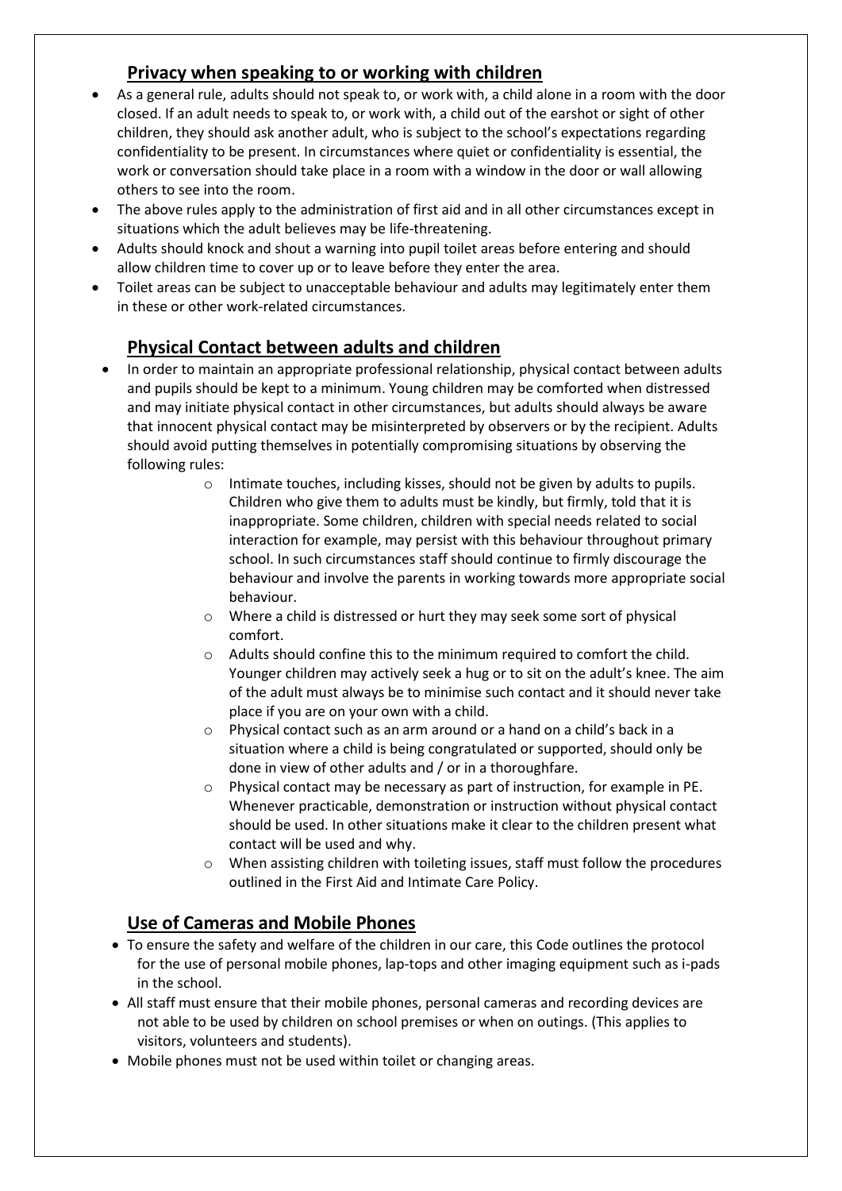## Privacy when speaking to or working with children

- As a general rule, adults should not speak to, or work with, a child alone in a room with the door closed. If an adult needs to speak to, or work with, a child out of the earshot or sight of other children, they should ask another adult, who is subject to the school's expectations regarding confidentiality to be present. In circumstances where quiet or confidentiality is essential, the work or conversation should take place in a room with a window in the door or wall allowing others to see into the room.
- The above rules apply to the administration of first aid and in all other circumstances except in situations which the adult believes may be life-threatening.
- Adults should knock and shout a warning into pupil toilet areas before entering and should allow children time to cover up or to leave before they enter the area.
- Toilet areas can be subject to unacceptable behaviour and adults may legitimately enter them in these or other work-related circumstances.

## Physical Contact between adults and children

- In order to maintain an appropriate professional relationship, physical contact between adults and pupils should be kept to a minimum. Young children may be comforted when distressed and may initiate physical contact in other circumstances, but adults should always be aware that innocent physical contact may be misinterpreted by observers or by the recipient. Adults should avoid putting themselves in potentially compromising situations by observing the following rules:
    - Intimate touches, including kisses, should not be given by adults to pupils. Children who give them to adults must be kindly, but firmly, told that it is inappropriate. Some children, children with special needs related to social interaction for example, may persist with this behaviour throughout primary school. In such circumstances staff should continue to firmly discourage the behaviour and involve the parents in working towards more appropriate social behaviour.
    - Where a child is distressed or hurt they may seek some sort of physical comfort.
    - Adults should confine this to the minimum required to comfort the child. Younger children may actively seek a hug or to sit on the adult's knee. The aim of the adult must always be to minimise such contact and it should never take place if you are on your own with a child.
    - Physical contact such as an arm around or a hand on a child's back in a situation where a child is being congratulated or supported, should only be done in view of other adults and / or in a thoroughfare.
    - Physical contact may be necessary as part of instruction, for example in PE. Whenever practicable, demonstration or instruction without physical contact should be used. In other situations make it clear to the children present what contact will be used and why.
    - When assisting children with toileting issues, staff must follow the procedures outlined in the First Aid and Intimate Care Policy.

## Use of Cameras and Mobile Phones

- To ensure the safety and welfare of the children in our care, this Code outlines the protocol for the use of personal mobile phones, lap-tops and other imaging equipment such as i-pads in the school.
- All staff must ensure that their mobile phones, personal cameras and recording devices are not able to be used by children on school premises or when on outings. (This applies to visitors, volunteers and students).
- Mobile phones must not be used within toilet or changing areas.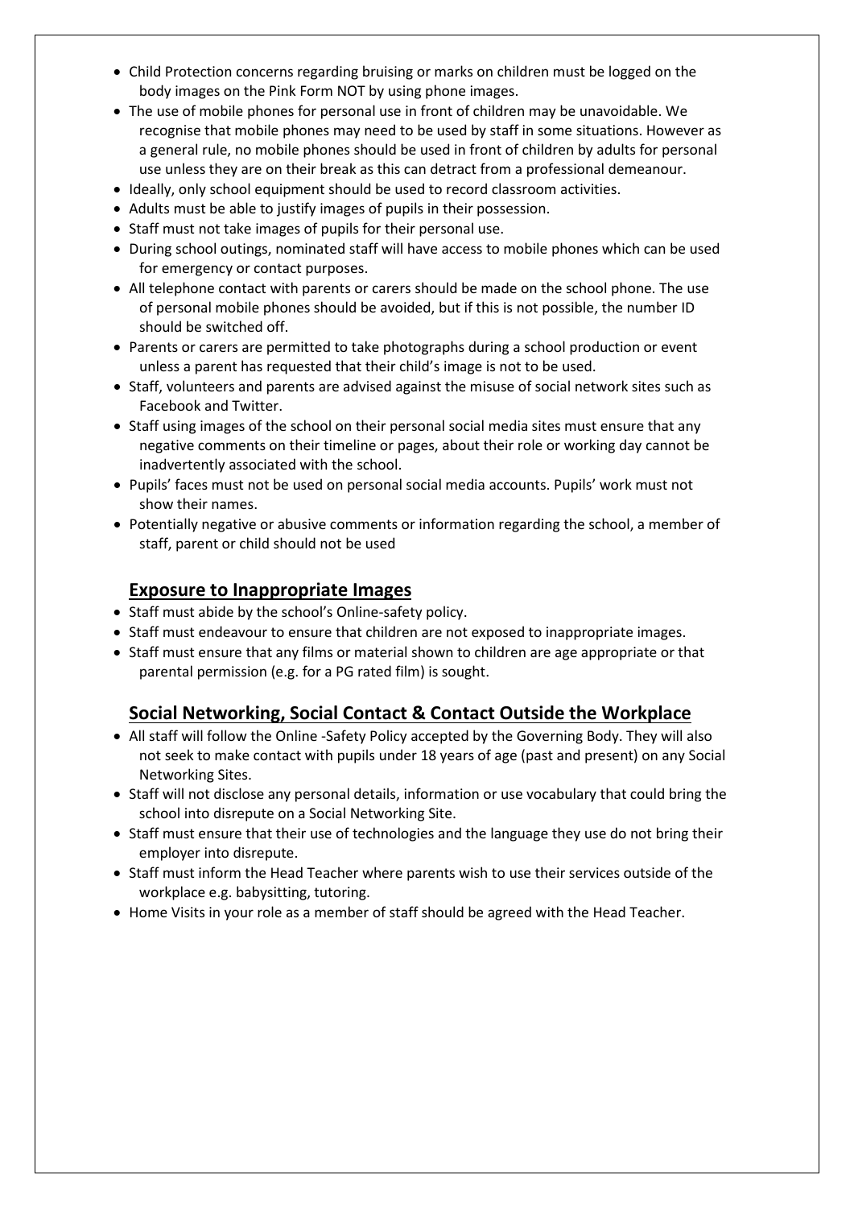- Child Protection concerns regarding bruising or marks on children must be logged on the body images on the Pink Form NOT by using phone images.
- The use of mobile phones for personal use in front of children may be unavoidable. We recognise that mobile phones may need to be used by staff in some situations. However as a general rule, no mobile phones should be used in front of children by adults for personal use unless they are on their break as this can detract from a professional demeanour.
- Ideally, only school equipment should be used to record classroom activities.
- Adults must be able to justify images of pupils in their possession.
- Staff must not take images of pupils for their personal use.
- During school outings, nominated staff will have access to mobile phones which can be used for emergency or contact purposes.
- All telephone contact with parents or carers should be made on the school phone. The use of personal mobile phones should be avoided, but if this is not possible, the number ID should be switched off.
- Parents or carers are permitted to take photographs during a school production or event unless a parent has requested that their child's image is not to be used.
- Staff, volunteers and parents are advised against the misuse of social network sites such as Facebook and Twitter.
- Staff using images of the school on their personal social media sites must ensure that any negative comments on their timeline or pages, about their role or working day cannot be inadvertently associated with the school.
- Pupils' faces must not be used on personal social media accounts. Pupils' work must not show their names.
- Potentially negative or abusive comments or information regarding the school, a member of staff, parent or child should not be used

## Exposure to Inappropriate Images

- Staff must abide by the school's Online-safety policy.
- Staff must endeavour to ensure that children are not exposed to inappropriate images.
- Staff must ensure that any films or material shown to children are age appropriate or that parental permission (e.g. for a PG rated film) is sought.

## Social Networking, Social Contact & Contact Outside the Workplace

- All staff will follow the Online -Safety Policy accepted by the Governing Body. They will also not seek to make contact with pupils under 18 years of age (past and present) on any Social Networking Sites.
- Staff will not disclose any personal details, information or use vocabulary that could bring the school into disrepute on a Social Networking Site.
- Staff must ensure that their use of technologies and the language they use do not bring their employer into disrepute.
- Staff must inform the Head Teacher where parents wish to use their services outside of the workplace e.g. babysitting, tutoring.
- Home Visits in your role as a member of staff should be agreed with the Head Teacher.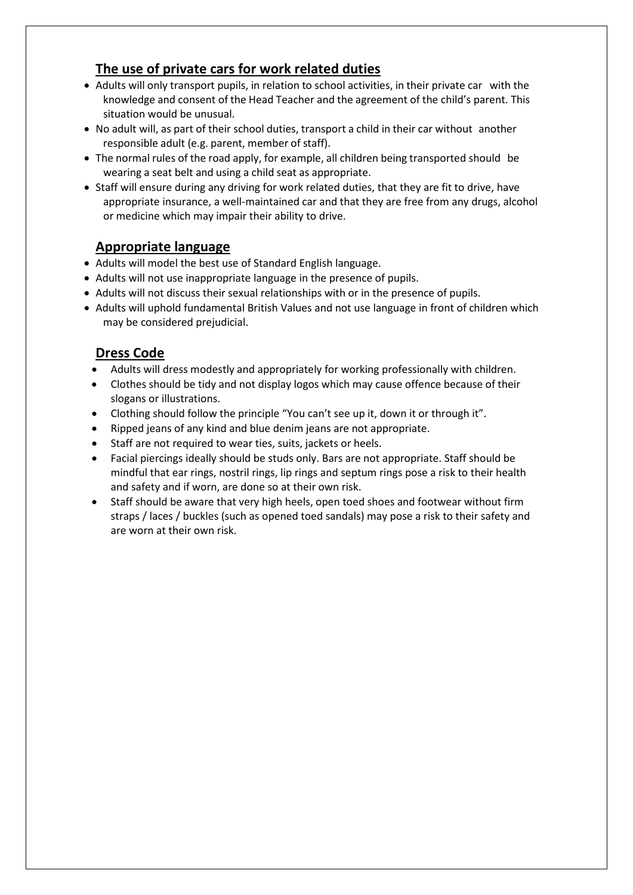## The use of private cars for work related duties

- Adults will only transport pupils, in relation to school activities, in their private car with the knowledge and consent of the Head Teacher and the agreement of the child's parent. This situation would be unusual.
- No adult will, as part of their school duties, transport a child in their car without another responsible adult (e.g. parent, member of staff).
- The normal rules of the road apply, for example, all children being transported should be wearing a seat belt and using a child seat as appropriate.
- Staff will ensure during any driving for work related duties, that they are fit to drive, have appropriate insurance, a well-maintained car and that they are free from any drugs, alcohol or medicine which may impair their ability to drive.

## Appropriate language

- Adults will model the best use of Standard English language.
- Adults will not use inappropriate language in the presence of pupils.
- Adults will not discuss their sexual relationships with or in the presence of pupils.
- Adults will uphold fundamental British Values and not use language in front of children which may be considered prejudicial.

## Dress Code

- Adults will dress modestly and appropriately for working professionally with children.
- Clothes should be tidy and not display logos which may cause offence because of their slogans or illustrations.
- Clothing should follow the principle "You can't see up it, down it or through it".
- Ripped jeans of any kind and blue denim jeans are not appropriate.
- Staff are not required to wear ties, suits, jackets or heels.
- Facial piercings ideally should be studs only. Bars are not appropriate. Staff should be mindful that ear rings, nostril rings, lip rings and septum rings pose a risk to their health and safety and if worn, are done so at their own risk.
- Staff should be aware that very high heels, open toed shoes and footwear without firm straps / laces / buckles (such as opened toed sandals) may pose a risk to their safety and are worn at their own risk.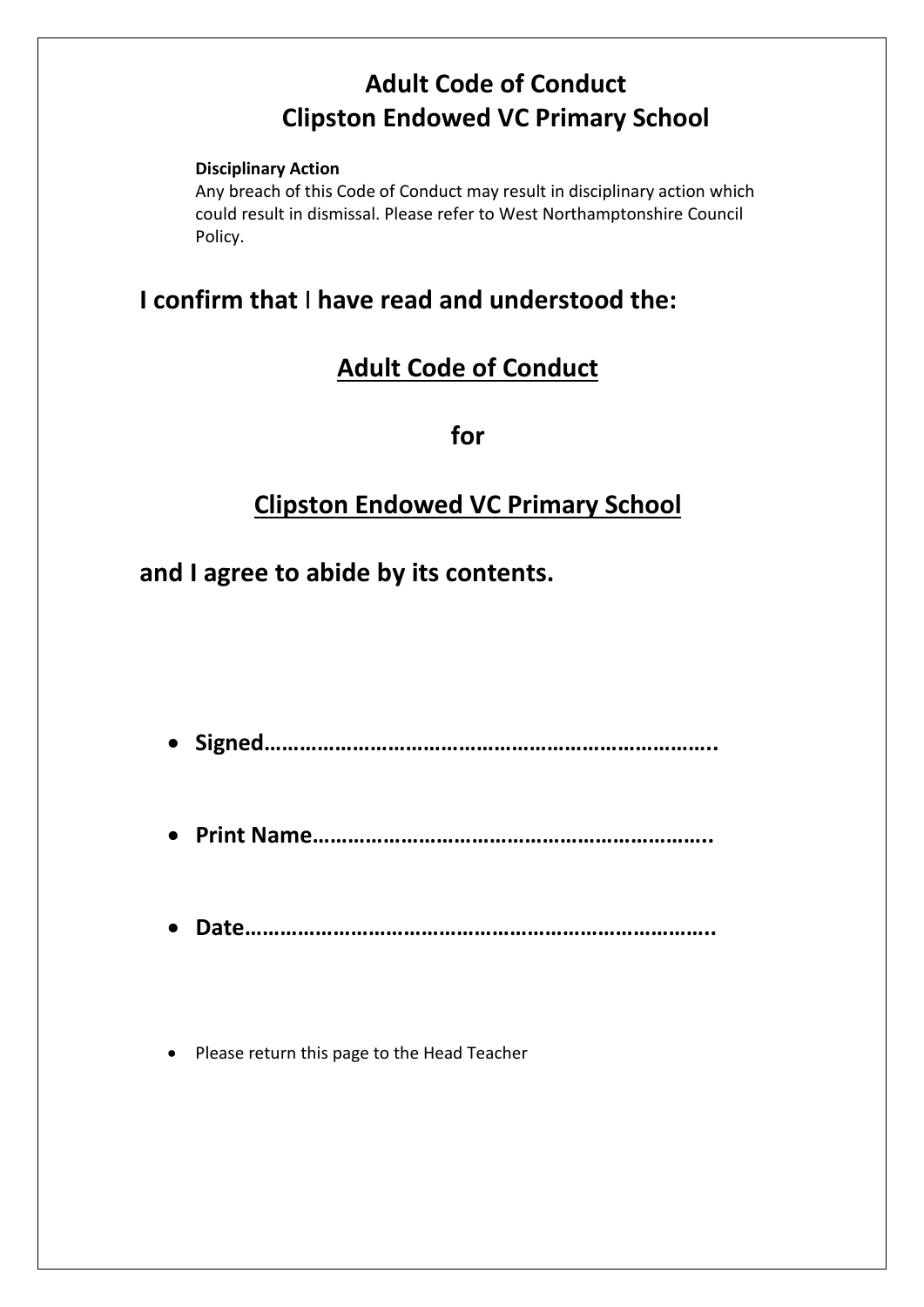# Adult Code of Conduct
# Clipston Endowed VC Primary School

**Disciplinary Action**

Any breach of this Code of Conduct may result in disciplinary action which could result in dismissal. Please refer to West Northamptonshire Council Policy.

## I confirm that I have read and understood the:

## Adult Code of Conduct

## for

## Clipston Endowed VC Primary School

## and I agree to abide by its contents.

- **Signed…………………………………………………………………..**
- **Print Name………………………………………………………….**
- **Date………………………………………………………………………..**

- Please return this page to the Head Teacher